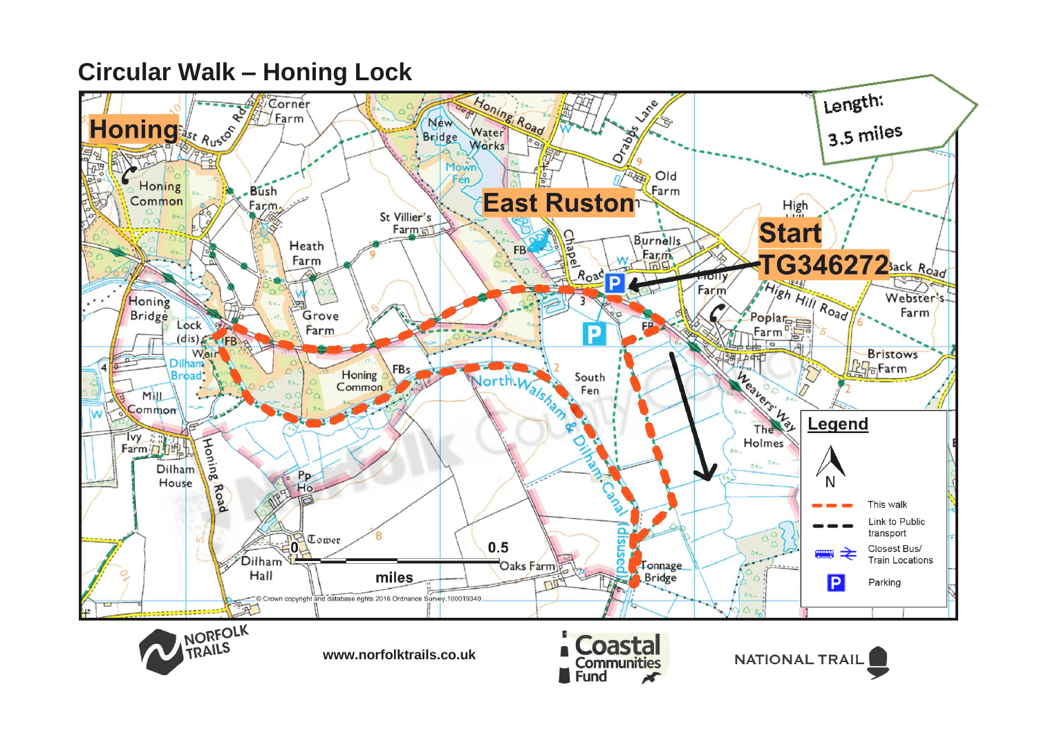# Circular Walk – Honing Lock

Length: 3.5 miles

Start TG346272

## Legend

- This walk
- Link to Public transport
- Closest Bus/ Train Locations
- Parking

© Crown copyright and database rights 2016 Ordnance Survey 100019340

www.norfolktrails.co.uk

NORFOLK TRAILS

Coastal Communities Fund

NATIONAL TRAIL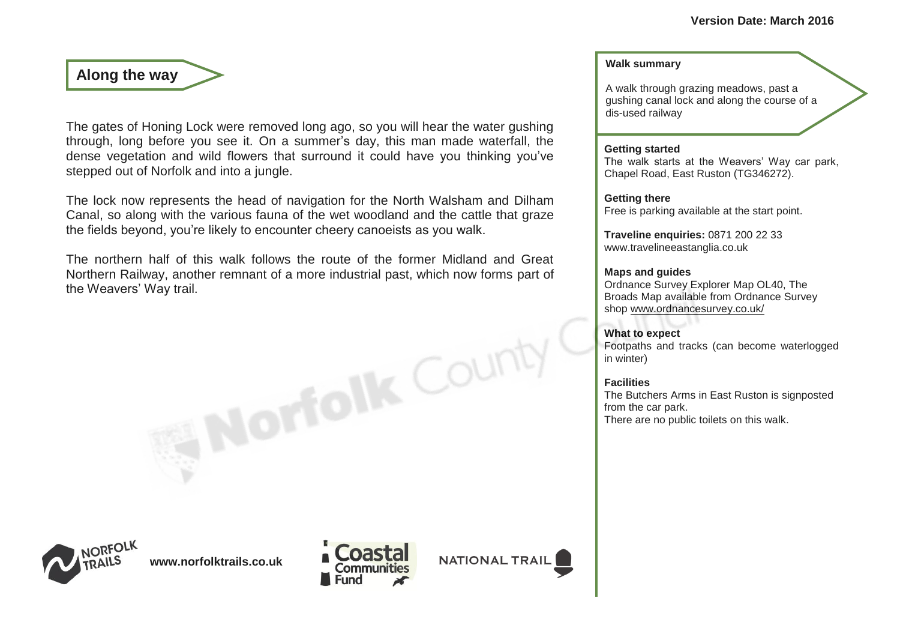## Along the way

The gates of Honing Lock were removed long ago, so you will hear the water gushing through, long before you see it. On a summer's day, this man made waterfall, the dense vegetation and wild flowers that surround it could have you thinking you've stepped out of Norfolk and into a jungle.

The lock now represents the head of navigation for the North Walsham and Dilham Canal, so along with the various fauna of the wet woodland and the cattle that graze the fields beyond, you're likely to encounter cheery canoeists as you walk.

The northern half of this walk follows the route of the former Midland and Great Northern Railway, another remnant of a more industrial past, which now forms part of the Weavers' Way trail.

www.norfolktrails.co.uk

### Walk summary

A walk through grazing meadows, past a gushing canal lock and along the course of a dis-used railway

**Getting started**
The walk starts at the Weavers' Way car park, Chapel Road, East Ruston (TG346272).

**Getting there**
Free is parking available at the start point.

**Traveline enquiries:** 0871 200 22 33
www.travelineeastanglia.co.uk

**Maps and guides**
Ordnance Survey Explorer Map OL40, The Broads Map available from Ordnance Survey shop www.ordnancesurvey.co.uk/

**What to expect**
Footpaths and tracks (can become waterlogged in winter)

**Facilities**
The Butchers Arms in East Ruston is signposted from the car park.
There are no public toilets on this walk.